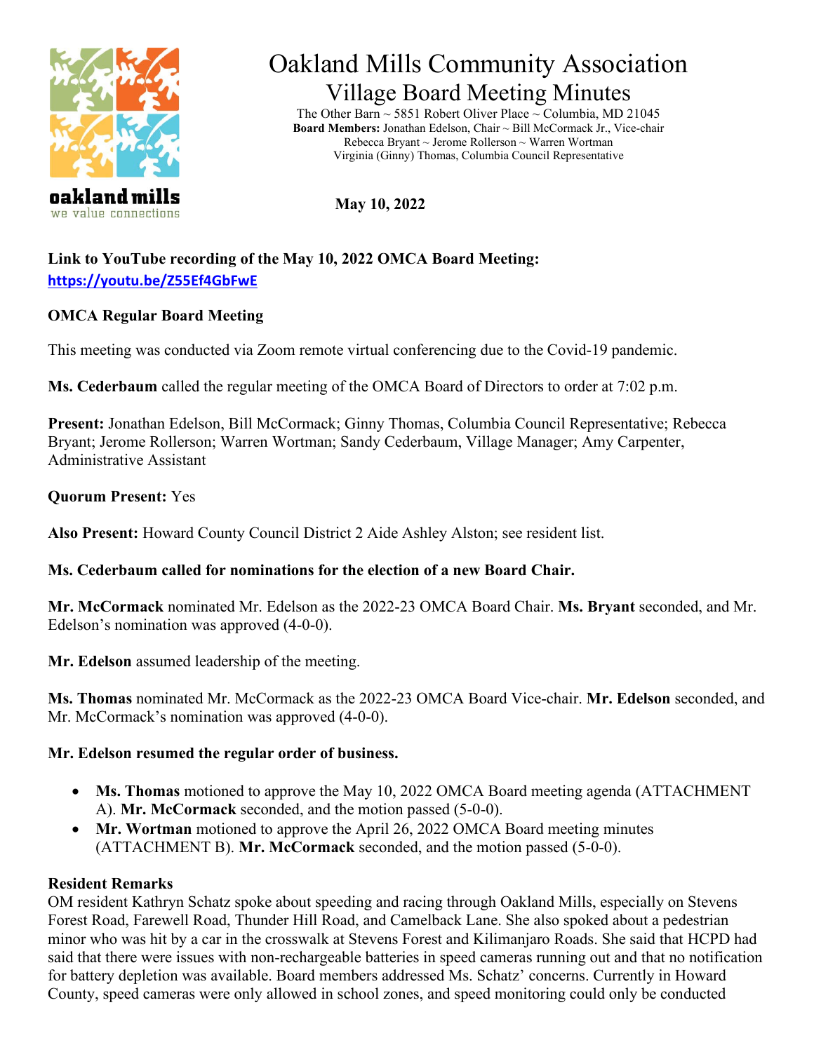oakland mills
we value connections

# Oakland Mills Community Association
## Village Board Meeting Minutes

The Other Barn ~ 5851 Robert Oliver Place ~ Columbia, MD 21045
**Board Members:** Jonathan Edelson, Chair ~ Bill McCormack Jr., Vice-chair
Rebecca Bryant ~ Jerome Rollerson ~ Warren Wortman
Virginia (Ginny) Thomas, Columbia Council Representative

**May 10, 2022**

**Link to YouTube recording of the May 10, 2022 OMCA Board Meeting:**
**https://youtu.be/Z55Ef4GbFwE**

**OMCA Regular Board Meeting**

This meeting was conducted via Zoom remote virtual conferencing due to the Covid-19 pandemic.

**Ms. Cederbaum** called the regular meeting of the OMCA Board of Directors to order at 7:02 p.m.

**Present:** Jonathan Edelson, Bill McCormack; Ginny Thomas, Columbia Council Representative; Rebecca Bryant; Jerome Rollerson; Warren Wortman; Sandy Cederbaum, Village Manager; Amy Carpenter, Administrative Assistant

**Quorum Present:** Yes

**Also Present:** Howard County Council District 2 Aide Ashley Alston; see resident list.

**Ms. Cederbaum called for nominations for the election of a new Board Chair.**

**Mr. McCormack** nominated Mr. Edelson as the 2022-23 OMCA Board Chair. **Ms. Bryant** seconded, and Mr. Edelson's nomination was approved (4-0-0).

**Mr. Edelson** assumed leadership of the meeting.

**Ms. Thomas** nominated Mr. McCormack as the 2022-23 OMCA Board Vice-chair. **Mr. Edelson** seconded, and Mr. McCormack's nomination was approved (4-0-0).

**Mr. Edelson resumed the regular order of business.**

- **Ms. Thomas** motioned to approve the May 10, 2022 OMCA Board meeting agenda (ATTACHMENT A). **Mr. McCormack** seconded, and the motion passed (5-0-0).
- **Mr. Wortman** motioned to approve the April 26, 2022 OMCA Board meeting minutes (ATTACHMENT B). **Mr. McCormack** seconded, and the motion passed (5-0-0).

**Resident Remarks**

OM resident Kathryn Schatz spoke about speeding and racing through Oakland Mills, especially on Stevens Forest Road, Farewell Road, Thunder Hill Road, and Camelback Lane. She also spoked about a pedestrian minor who was hit by a car in the crosswalk at Stevens Forest and Kilimanjaro Roads. She said that HCPD had said that there were issues with non-rechargeable batteries in speed cameras running out and that no notification for battery depletion was available. Board members addressed Ms. Schatz' concerns. Currently in Howard County, speed cameras were only allowed in school zones, and speed monitoring could only be conducted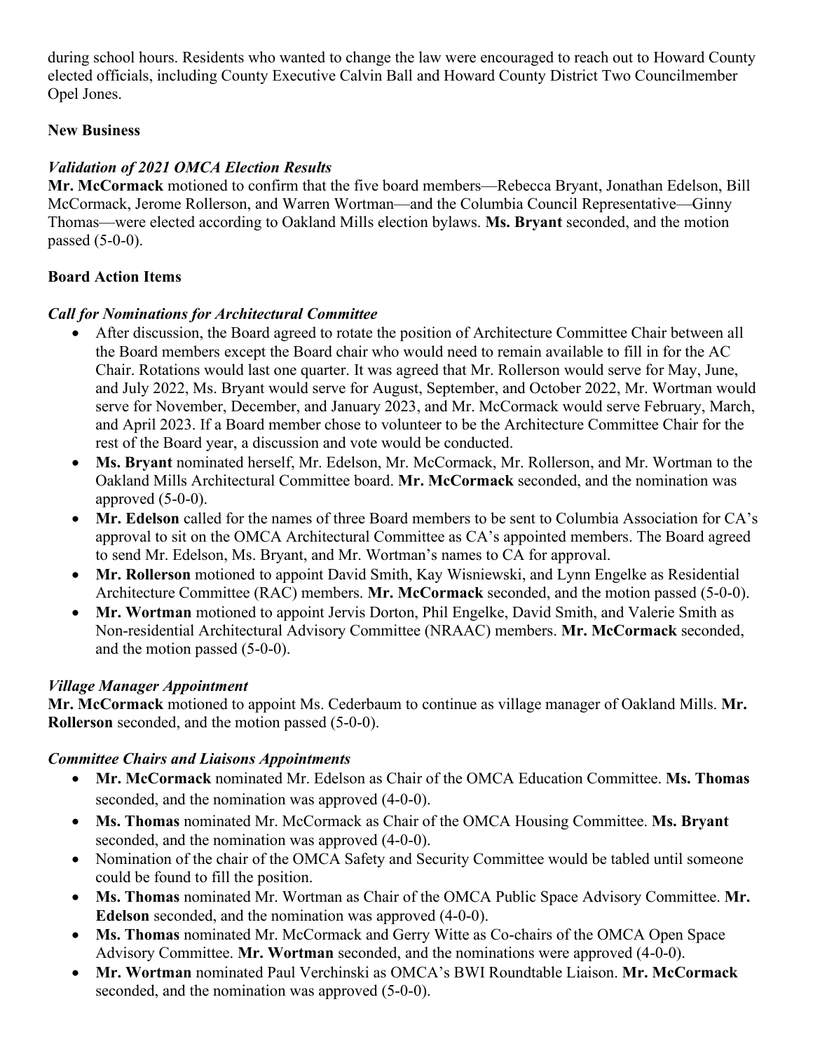during school hours. Residents who wanted to change the law were encouraged to reach out to Howard County elected officials, including County Executive Calvin Ball and Howard County District Two Councilmember Opel Jones.

**New Business**

***Validation of 2021 OMCA Election Results***

**Mr. McCormack** motioned to confirm that the five board members—Rebecca Bryant, Jonathan Edelson, Bill McCormack, Jerome Rollerson, and Warren Wortman—and the Columbia Council Representative—Ginny Thomas—were elected according to Oakland Mills election bylaws. **Ms. Bryant** seconded, and the motion passed (5-0-0).

**Board Action Items**

***Call for Nominations for Architectural Committee***

- After discussion, the Board agreed to rotate the position of Architecture Committee Chair between all the Board members except the Board chair who would need to remain available to fill in for the AC Chair. Rotations would last one quarter. It was agreed that Mr. Rollerson would serve for May, June, and July 2022, Ms. Bryant would serve for August, September, and October 2022, Mr. Wortman would serve for November, December, and January 2023, and Mr. McCormack would serve February, March, and April 2023. If a Board member chose to volunteer to be the Architecture Committee Chair for the rest of the Board year, a discussion and vote would be conducted.
- **Ms. Bryant** nominated herself, Mr. Edelson, Mr. McCormack, Mr. Rollerson, and Mr. Wortman to the Oakland Mills Architectural Committee board. **Mr. McCormack** seconded, and the nomination was approved (5-0-0).
- **Mr. Edelson** called for the names of three Board members to be sent to Columbia Association for CA's approval to sit on the OMCA Architectural Committee as CA's appointed members. The Board agreed to send Mr. Edelson, Ms. Bryant, and Mr. Wortman's names to CA for approval.
- **Mr. Rollerson** motioned to appoint David Smith, Kay Wisniewski, and Lynn Engelke as Residential Architecture Committee (RAC) members. **Mr. McCormack** seconded, and the motion passed (5-0-0).
- **Mr. Wortman** motioned to appoint Jervis Dorton, Phil Engelke, David Smith, and Valerie Smith as Non-residential Architectural Advisory Committee (NRAAC) members. **Mr. McCormack** seconded, and the motion passed (5-0-0).

***Village Manager Appointment***

**Mr. McCormack** motioned to appoint Ms. Cederbaum to continue as village manager of Oakland Mills. **Mr. Rollerson** seconded, and the motion passed (5-0-0).

***Committee Chairs and Liaisons Appointments***

- **Mr. McCormack** nominated Mr. Edelson as Chair of the OMCA Education Committee. **Ms. Thomas** seconded, and the nomination was approved (4-0-0).
- **Ms. Thomas** nominated Mr. McCormack as Chair of the OMCA Housing Committee. **Ms. Bryant** seconded, and the nomination was approved (4-0-0).
- Nomination of the chair of the OMCA Safety and Security Committee would be tabled until someone could be found to fill the position.
- **Ms. Thomas** nominated Mr. Wortman as Chair of the OMCA Public Space Advisory Committee. **Mr. Edelson** seconded, and the nomination was approved (4-0-0).
- **Ms. Thomas** nominated Mr. McCormack and Gerry Witte as Co-chairs of the OMCA Open Space Advisory Committee. **Mr. Wortman** seconded, and the nominations were approved (4-0-0).
- **Mr. Wortman** nominated Paul Verchinski as OMCA's BWI Roundtable Liaison. **Mr. McCormack** seconded, and the nomination was approved (5-0-0).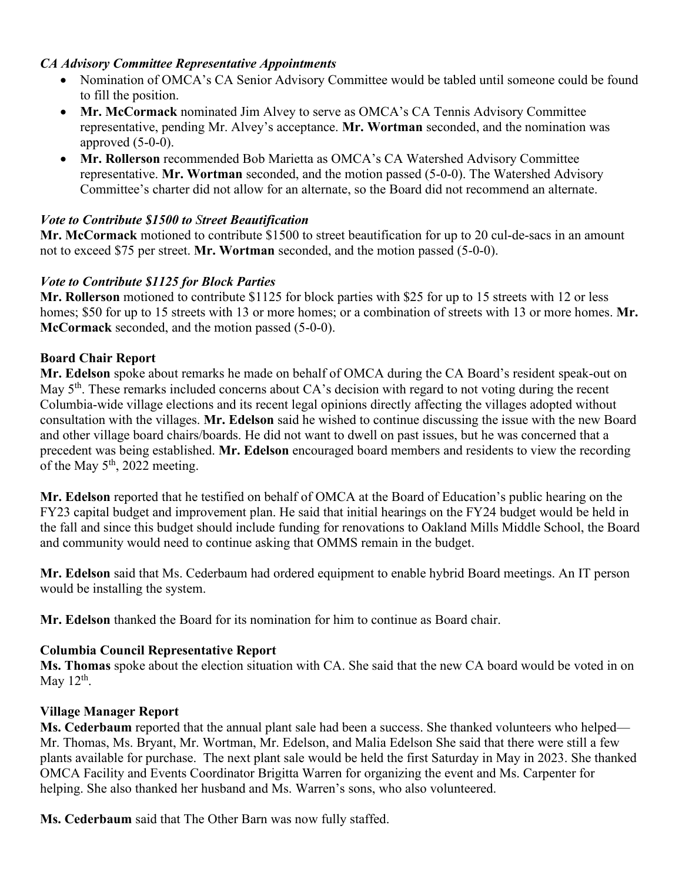### *CA Advisory Committee Representative Appointments*

- Nomination of OMCA's CA Senior Advisory Committee would be tabled until someone could be found to fill the position.
- **Mr. McCormack** nominated Jim Alvey to serve as OMCA's CA Tennis Advisory Committee representative, pending Mr. Alvey's acceptance. **Mr. Wortman** seconded, and the nomination was approved (5-0-0).
- **Mr. Rollerson** recommended Bob Marietta as OMCA's CA Watershed Advisory Committee representative. **Mr. Wortman** seconded, and the motion passed (5-0-0). The Watershed Advisory Committee's charter did not allow for an alternate, so the Board did not recommend an alternate.

### *Vote to Contribute $1500 to Street Beautification*

**Mr. McCormack** motioned to contribute $1500 to street beautification for up to 20 cul-de-sacs in an amount not to exceed $75 per street. **Mr. Wortman** seconded, and the motion passed (5-0-0).

### *Vote to Contribute $1125 for Block Parties*

**Mr. Rollerson** motioned to contribute $1125 for block parties with $25 for up to 15 streets with 12 or less homes; $50 for up to 15 streets with 13 or more homes; or a combination of streets with 13 or more homes. **Mr. McCormack** seconded, and the motion passed (5-0-0).

## Board Chair Report

**Mr. Edelson** spoke about remarks he made on behalf of OMCA during the CA Board's resident speak-out on May 5th. These remarks included concerns about CA's decision with regard to not voting during the recent Columbia-wide village elections and its recent legal opinions directly affecting the villages adopted without consultation with the villages. **Mr. Edelson** said he wished to continue discussing the issue with the new Board and other village board chairs/boards. He did not want to dwell on past issues, but he was concerned that a precedent was being established. **Mr. Edelson** encouraged board members and residents to view the recording of the May 5th, 2022 meeting.

**Mr. Edelson** reported that he testified on behalf of OMCA at the Board of Education's public hearing on the FY23 capital budget and improvement plan. He said that initial hearings on the FY24 budget would be held in the fall and since this budget should include funding for renovations to Oakland Mills Middle School, the Board and community would need to continue asking that OMMS remain in the budget.

**Mr. Edelson** said that Ms. Cederbaum had ordered equipment to enable hybrid Board meetings. An IT person would be installing the system.

**Mr. Edelson** thanked the Board for its nomination for him to continue as Board chair.

## Columbia Council Representative Report

**Ms. Thomas** spoke about the election situation with CA. She said that the new CA board would be voted in on May 12th.

## Village Manager Report

**Ms. Cederbaum** reported that the annual plant sale had been a success. She thanked volunteers who helped— Mr. Thomas, Ms. Bryant, Mr. Wortman, Mr. Edelson, and Malia Edelson She said that there were still a few plants available for purchase. The next plant sale would be held the first Saturday in May in 2023. She thanked OMCA Facility and Events Coordinator Brigitta Warren for organizing the event and Ms. Carpenter for helping. She also thanked her husband and Ms. Warren's sons, who also volunteered.

**Ms. Cederbaum** said that The Other Barn was now fully staffed.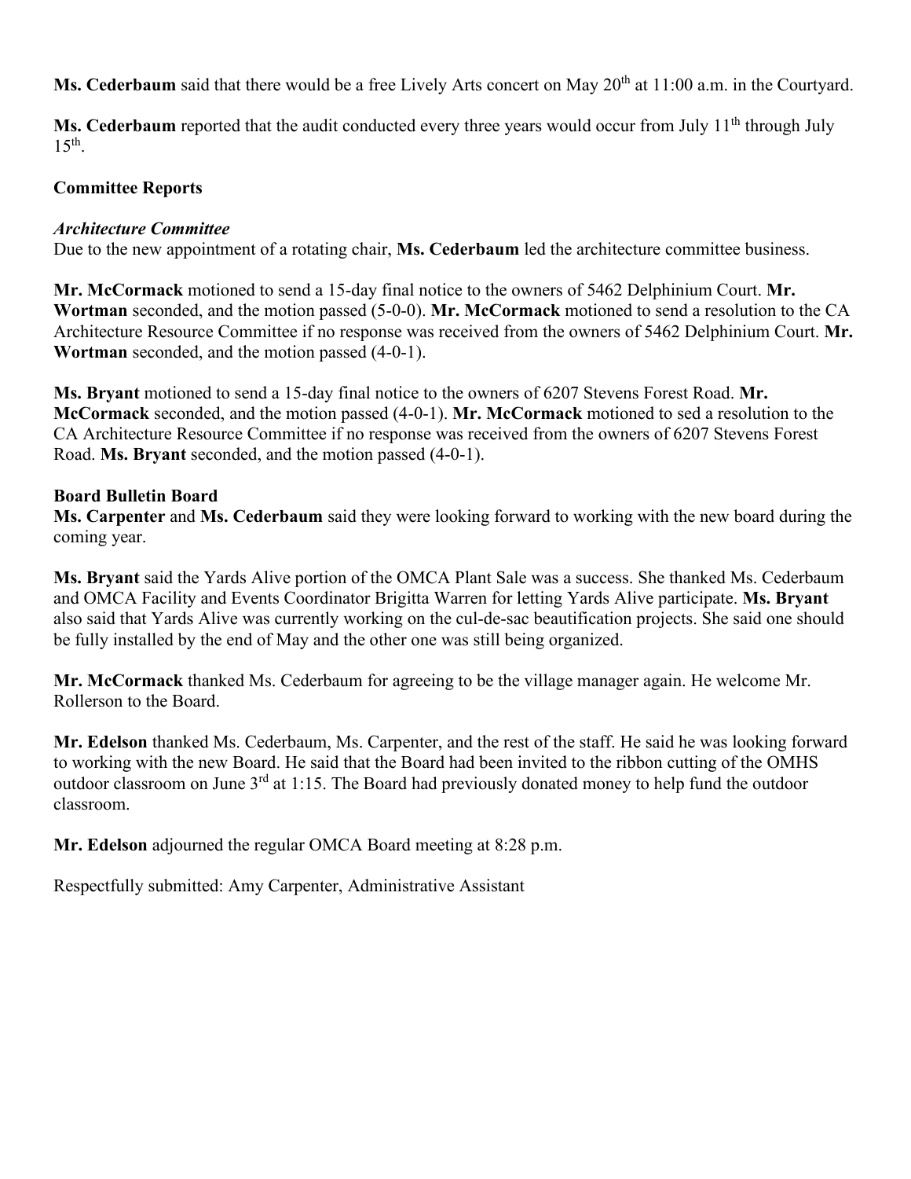**Ms. Cederbaum** said that there would be a free Lively Arts concert on May 20th at 11:00 a.m. in the Courtyard.

**Ms. Cederbaum** reported that the audit conducted every three years would occur from July 11th through July 15th.

**Committee Reports**

***Architecture Committee***

Due to the new appointment of a rotating chair, **Ms. Cederbaum** led the architecture committee business.

**Mr. McCormack** motioned to send a 15-day final notice to the owners of 5462 Delphinium Court. **Mr. Wortman** seconded, and the motion passed (5-0-0). **Mr. McCormack** motioned to send a resolution to the CA Architecture Resource Committee if no response was received from the owners of 5462 Delphinium Court. **Mr. Wortman** seconded, and the motion passed (4-0-1).

**Ms. Bryant** motioned to send a 15-day final notice to the owners of 6207 Stevens Forest Road. **Mr. McCormack** seconded, and the motion passed (4-0-1). **Mr. McCormack** motioned to sed a resolution to the CA Architecture Resource Committee if no response was received from the owners of 6207 Stevens Forest Road. **Ms. Bryant** seconded, and the motion passed (4-0-1).

**Board Bulletin Board**

**Ms. Carpenter** and **Ms. Cederbaum** said they were looking forward to working with the new board during the coming year.

**Ms. Bryant** said the Yards Alive portion of the OMCA Plant Sale was a success. She thanked Ms. Cederbaum and OMCA Facility and Events Coordinator Brigitta Warren for letting Yards Alive participate. **Ms. Bryant** also said that Yards Alive was currently working on the cul-de-sac beautification projects. She said one should be fully installed by the end of May and the other one was still being organized.

**Mr. McCormack** thanked Ms. Cederbaum for agreeing to be the village manager again. He welcome Mr. Rollerson to the Board.

**Mr. Edelson** thanked Ms. Cederbaum, Ms. Carpenter, and the rest of the staff. He said he was looking forward to working with the new Board. He said that the Board had been invited to the ribbon cutting of the OMHS outdoor classroom on June 3rd at 1:15. The Board had previously donated money to help fund the outdoor classroom.

**Mr. Edelson** adjourned the regular OMCA Board meeting at 8:28 p.m.

Respectfully submitted: Amy Carpenter, Administrative Assistant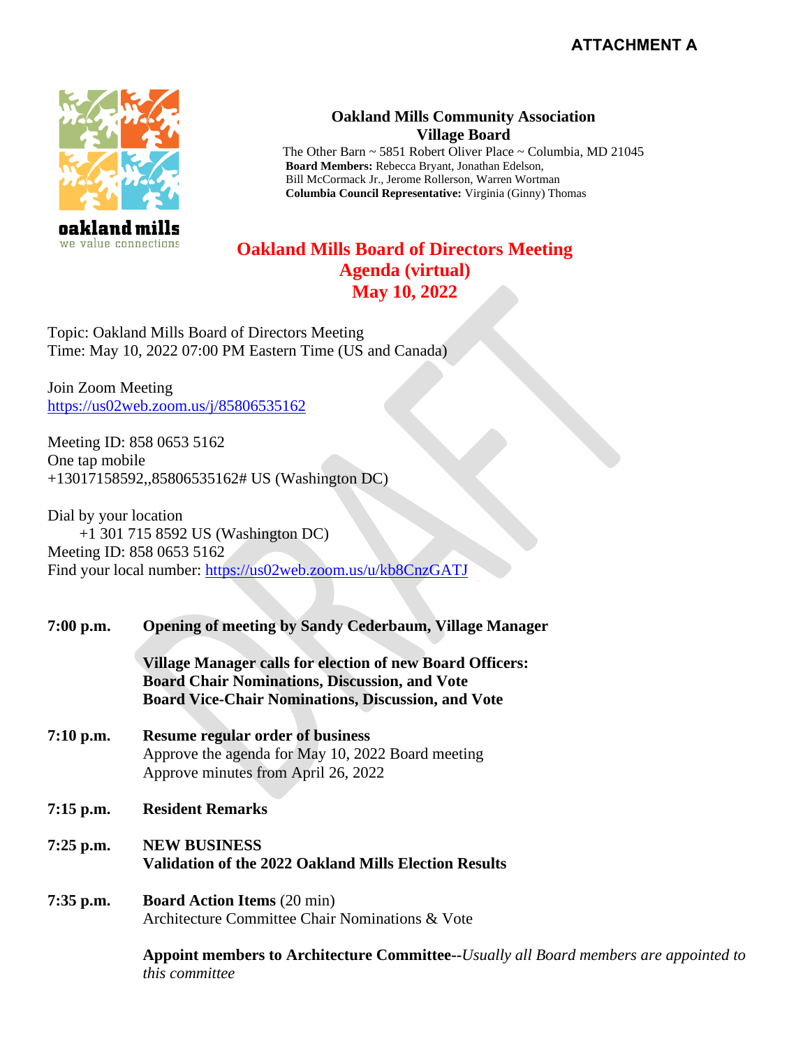**ATTACHMENT A**

**Oakland Mills Community Association**
**Village Board**
The Other Barn ~ 5851 Robert Oliver Place ~ Columbia, MD 21045
**Board Members:** Rebecca Bryant, Jonathan Edelson, Bill McCormack Jr., Jerome Rollerson, Warren Wortman
**Columbia Council Representative:** Virginia (Ginny) Thomas

oakland mills
we value connections

# Oakland Mills Board of Directors Meeting
# Agenda (virtual)
# May 10, 2022

Topic: Oakland Mills Board of Directors Meeting
Time: May 10, 2022 07:00 PM Eastern Time (US and Canada)

Join Zoom Meeting
https://us02web.zoom.us/j/85806535162

Meeting ID: 858 0653 5162
One tap mobile
+13017158592,,85806535162# US (Washington DC)

Dial by your location
+1 301 715 8592 US (Washington DC)
Meeting ID: 858 0653 5162
Find your local number: https://us02web.zoom.us/u/kb8CnzGATJ

**7:00 p.m.** **Opening of meeting by Sandy Cederbaum, Village Manager**

**Village Manager calls for election of new Board Officers:**
**Board Chair Nominations, Discussion, and Vote**
**Board Vice-Chair Nominations, Discussion, and Vote**

**7:10 p.m.** **Resume regular order of business**
Approve the agenda for May 10, 2022 Board meeting
Approve minutes from April 26, 2022

**7:15 p.m.** **Resident Remarks**

**7:25 p.m.** **NEW BUSINESS**
**Validation of the 2022 Oakland Mills Election Results**

**7:35 p.m.** **Board Action Items** (20 min)
Architecture Committee Chair Nominations & Vote

**Appoint members to Architecture Committee**--*Usually all Board members are appointed to this committee*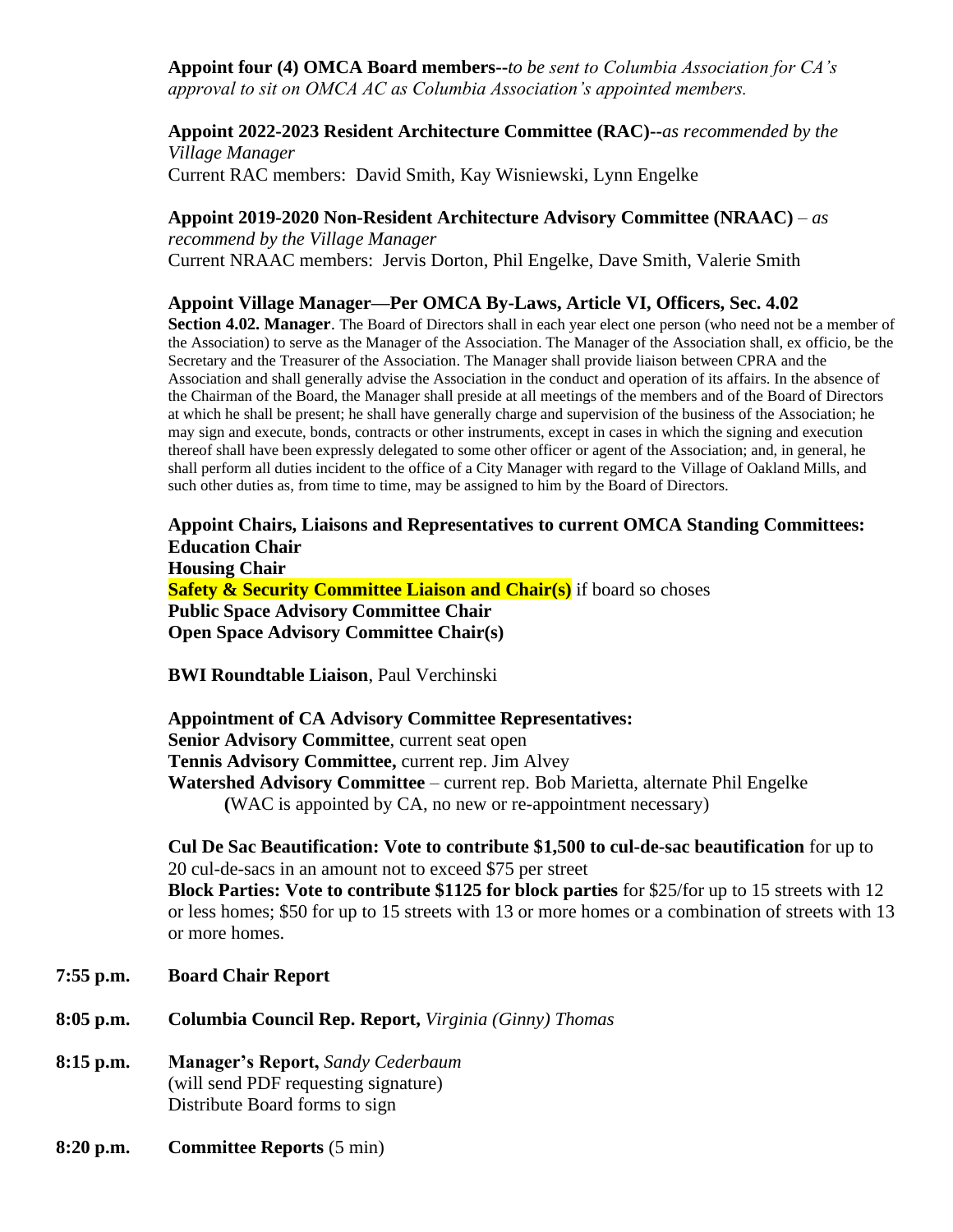**Appoint four (4) OMCA Board members--***to be sent to Columbia Association for CA's approval to sit on OMCA AC as Columbia Association's appointed members.*

**Appoint 2022-2023 Resident Architecture Committee (RAC)--***as recommended by the Village Manager*
Current RAC members: David Smith, Kay Wisniewski, Lynn Engelke

**Appoint 2019-2020 Non-Resident Architecture Advisory Committee (NRAAC)** – *as recommend by the Village Manager*
Current NRAAC members: Jervis Dorton, Phil Engelke, Dave Smith, Valerie Smith

**Appoint Village Manager—Per OMCA By-Laws, Article VI, Officers, Sec. 4.02**
**Section 4.02. Manager**. The Board of Directors shall in each year elect one person (who need not be a member of the Association) to serve as the Manager of the Association. The Manager of the Association shall, ex officio, be the Secretary and the Treasurer of the Association. The Manager shall provide liaison between CPRA and the Association and shall generally advise the Association in the conduct and operation of its affairs. In the absence of the Chairman of the Board, the Manager shall preside at all meetings of the members and of the Board of Directors at which he shall be present; he shall have generally charge and supervision of the business of the Association; he may sign and execute, bonds, contracts or other instruments, except in cases in which the signing and execution thereof shall have been expressly delegated to some other officer or agent of the Association; and, in general, he shall perform all duties incident to the office of a City Manager with regard to the Village of Oakland Mills, and such other duties as, from time to time, may be assigned to him by the Board of Directors.

**Appoint Chairs, Liaisons and Representatives to current OMCA Standing Committees:**
**Education Chair**
**Housing Chair**
**Safety & Security Committee Liaison and Chair(s)** if board so choses
**Public Space Advisory Committee Chair**
**Open Space Advisory Committee Chair(s)**

**BWI Roundtable Liaison**, Paul Verchinski

**Appointment of CA Advisory Committee Representatives:**
**Senior Advisory Committee**, current seat open
**Tennis Advisory Committee,** current rep. Jim Alvey
**Watershed Advisory Committee** – current rep. Bob Marietta, alternate Phil Engelke
(WAC is appointed by CA, no new or re-appointment necessary)

**Cul De Sac Beautification: Vote to contribute $1,500 to cul-de-sac beautification** for up to 20 cul-de-sacs in an amount not to exceed $75 per street
**Block Parties: Vote to contribute $1125 for block parties** for $25/for up to 15 streets with 12 or less homes; $50 for up to 15 streets with 13 or more homes or a combination of streets with 13 or more homes.

**7:55 p.m.** **Board Chair Report**

**8:05 p.m.** **Columbia Council Rep. Report,** *Virginia (Ginny) Thomas*

**8:15 p.m.** **Manager's Report,** *Sandy Cederbaum*
(will send PDF requesting signature)
Distribute Board forms to sign

**8:20 p.m.** **Committee Reports** (5 min)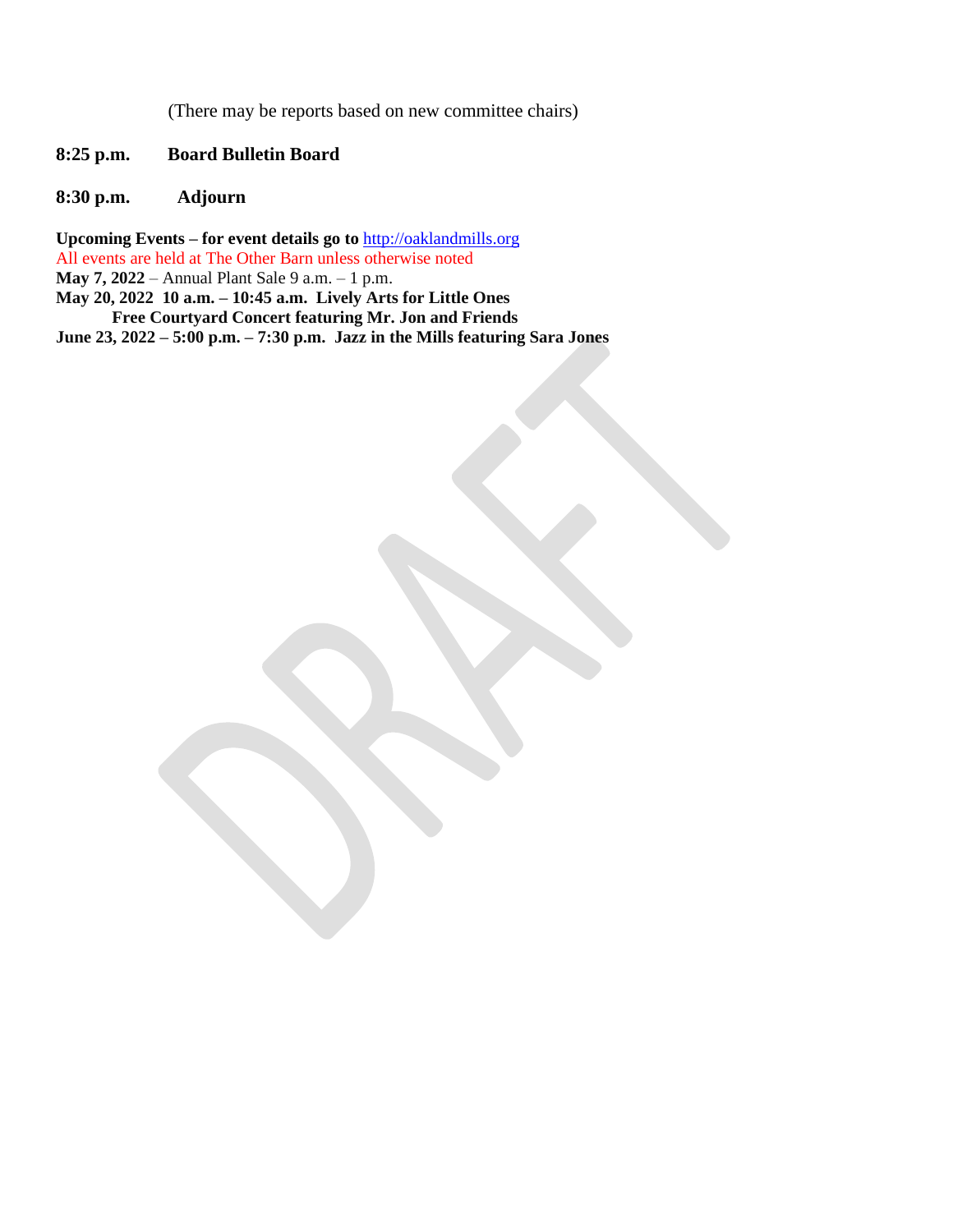(There may be reports based on new committee chairs)

**8:25 p.m.** **Board Bulletin Board**

**8:30 p.m.** **Adjourn**

**Upcoming Events – for event details go to** [http://oaklandmills.org](http://oaklandmills.org)
All events are held at The Other Barn unless otherwise noted
**May 7, 2022** – Annual Plant Sale 9 a.m. – 1 p.m.
**May 20, 2022 10 a.m. – 10:45 a.m. Lively Arts for Little Ones**
**Free Courtyard Concert featuring Mr. Jon and Friends**
**June 23, 2022 – 5:00 p.m. – 7:30 p.m. Jazz in the Mills featuring Sara Jones**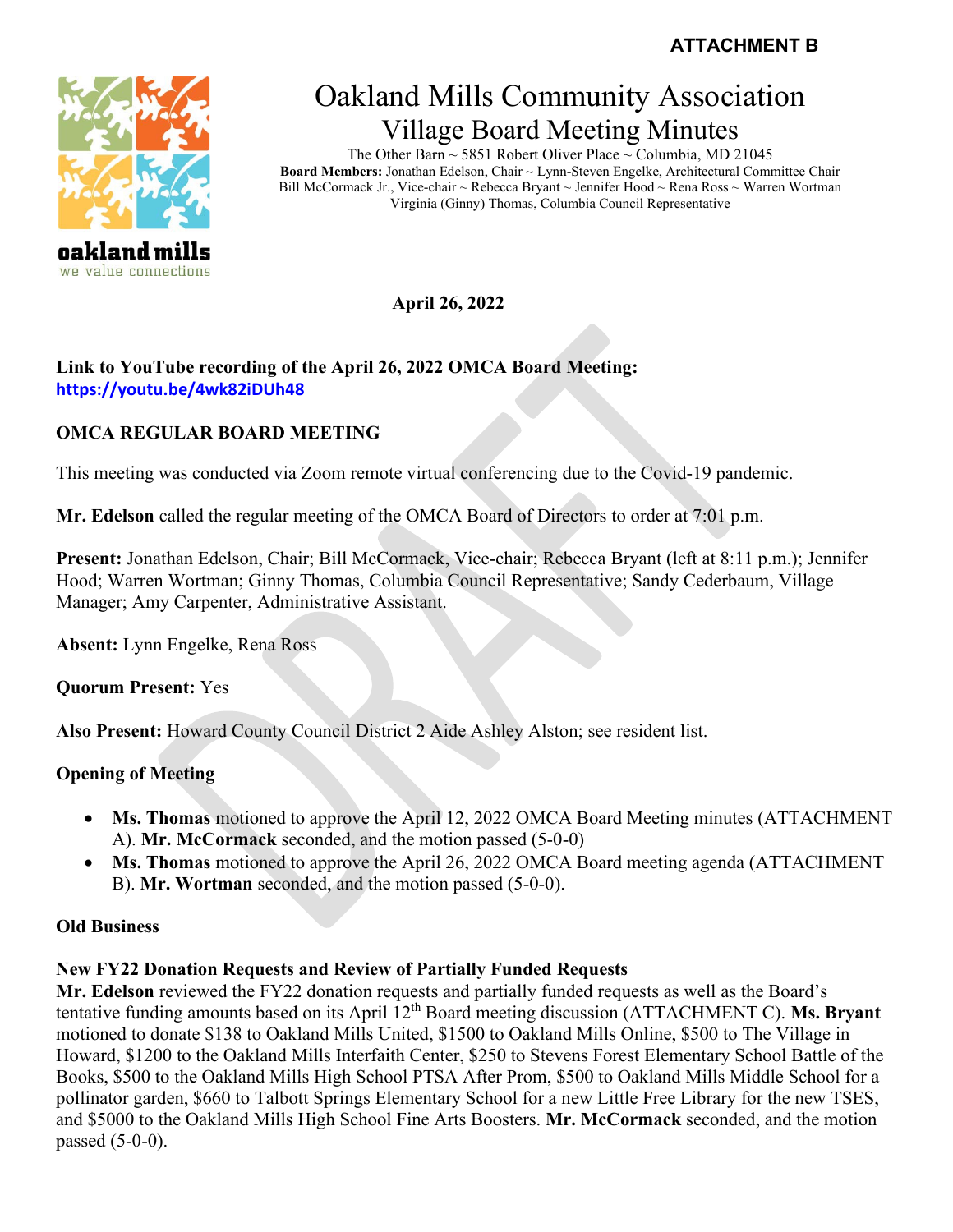**ATTACHMENT B**

# Oakland Mills Community Association
## Village Board Meeting Minutes

The Other Barn ~ 5851 Robert Oliver Place ~ Columbia, MD 21045
**Board Members:** Jonathan Edelson, Chair ~ Lynn-Steven Engelke, Architectural Committee Chair
Bill McCormack Jr., Vice-chair ~ Rebecca Bryant ~ Jennifer Hood ~ Rena Ross ~ Warren Wortman
Virginia (Ginny) Thomas, Columbia Council Representative

oakland mills
we value connections

**April 26, 2022**

**Link to YouTube recording of the April 26, 2022 OMCA Board Meeting:**
**https://youtu.be/4wk82iDUh48**

### OMCA REGULAR BOARD MEETING

This meeting was conducted via Zoom remote virtual conferencing due to the Covid-19 pandemic.

**Mr. Edelson** called the regular meeting of the OMCA Board of Directors to order at 7:01 p.m.

**Present:** Jonathan Edelson, Chair; Bill McCormack, Vice-chair; Rebecca Bryant (left at 8:11 p.m.); Jennifer Hood; Warren Wortman; Ginny Thomas, Columbia Council Representative; Sandy Cederbaum, Village Manager; Amy Carpenter, Administrative Assistant.

**Absent:** Lynn Engelke, Rena Ross

**Quorum Present:** Yes

**Also Present:** Howard County Council District 2 Aide Ashley Alston; see resident list.

### Opening of Meeting

- **Ms. Thomas** motioned to approve the April 12, 2022 OMCA Board Meeting minutes (ATTACHMENT A). **Mr. McCormack** seconded, and the motion passed (5-0-0)
- **Ms. Thomas** motioned to approve the April 26, 2022 OMCA Board meeting agenda (ATTACHMENT B). **Mr. Wortman** seconded, and the motion passed (5-0-0).

### Old Business

**New FY22 Donation Requests and Review of Partially Funded Requests**
**Mr. Edelson** reviewed the FY22 donation requests and partially funded requests as well as the Board's tentative funding amounts based on its April 12th Board meeting discussion (ATTACHMENT C). **Ms. Bryant** motioned to donate $138 to Oakland Mills United, $1500 to Oakland Mills Online, $500 to The Village in Howard, $1200 to the Oakland Mills Interfaith Center, $250 to Stevens Forest Elementary School Battle of the Books, $500 to the Oakland Mills High School PTSA After Prom, $500 to Oakland Mills Middle School for a pollinator garden, $660 to Talbott Springs Elementary School for a new Little Free Library for the new TSES, and $5000 to the Oakland Mills High School Fine Arts Boosters. **Mr. McCormack** seconded, and the motion passed (5-0-0).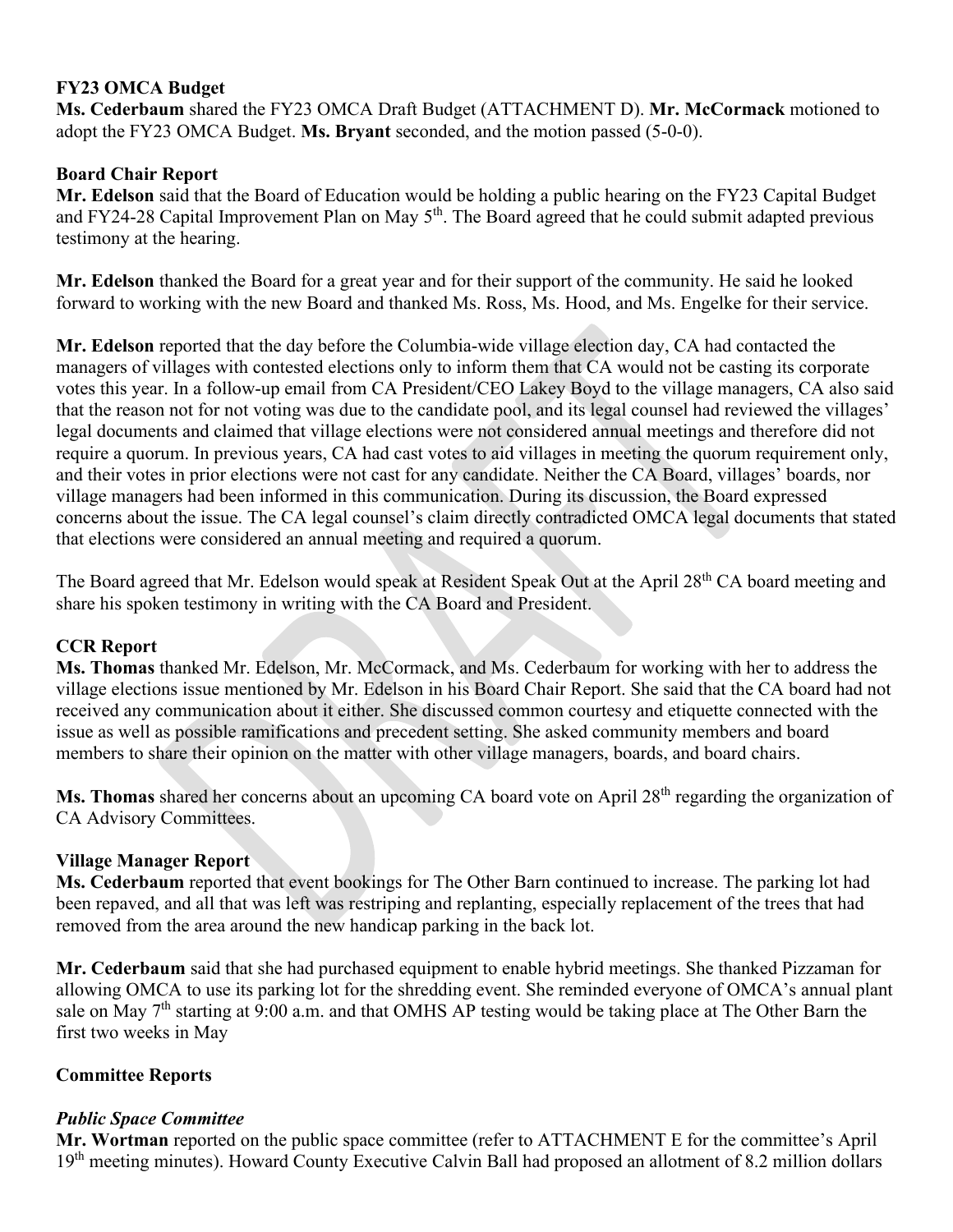**FY23 OMCA Budget**
**Ms. Cederbaum** shared the FY23 OMCA Draft Budget (ATTACHMENT D). **Mr. McCormack** motioned to adopt the FY23 OMCA Budget. **Ms. Bryant** seconded, and the motion passed (5-0-0).

**Board Chair Report**
**Mr. Edelson** said that the Board of Education would be holding a public hearing on the FY23 Capital Budget and FY24-28 Capital Improvement Plan on May 5th. The Board agreed that he could submit adapted previous testimony at the hearing.

**Mr. Edelson** thanked the Board for a great year and for their support of the community. He said he looked forward to working with the new Board and thanked Ms. Ross, Ms. Hood, and Ms. Engelke for their service.

**Mr. Edelson** reported that the day before the Columbia-wide village election day, CA had contacted the managers of villages with contested elections only to inform them that CA would not be casting its corporate votes this year. In a follow-up email from CA President/CEO Lakey Boyd to the village managers, CA also said that the reason not for not voting was due to the candidate pool, and its legal counsel had reviewed the villages' legal documents and claimed that village elections were not considered annual meetings and therefore did not require a quorum. In previous years, CA had cast votes to aid villages in meeting the quorum requirement only, and their votes in prior elections were not cast for any candidate. Neither the CA Board, villages' boards, nor village managers had been informed in this communication. During its discussion, the Board expressed concerns about the issue. The CA legal counsel's claim directly contradicted OMCA legal documents that stated that elections were considered an annual meeting and required a quorum.

The Board agreed that Mr. Edelson would speak at Resident Speak Out at the April 28th CA board meeting and share his spoken testimony in writing with the CA Board and President.

**CCR Report**
**Ms. Thomas** thanked Mr. Edelson, Mr. McCormack, and Ms. Cederbaum for working with her to address the village elections issue mentioned by Mr. Edelson in his Board Chair Report. She said that the CA board had not received any communication about it either. She discussed common courtesy and etiquette connected with the issue as well as possible ramifications and precedent setting. She asked community members and board members to share their opinion on the matter with other village managers, boards, and board chairs.

**Ms. Thomas** shared her concerns about an upcoming CA board vote on April 28th regarding the organization of CA Advisory Committees.

**Village Manager Report**
**Ms. Cederbaum** reported that event bookings for The Other Barn continued to increase. The parking lot had been repaved, and all that was left was restriping and replanting, especially replacement of the trees that had removed from the area around the new handicap parking in the back lot.

**Mr. Cederbaum** said that she had purchased equipment to enable hybrid meetings. She thanked Pizzaman for allowing OMCA to use its parking lot for the shredding event. She reminded everyone of OMCA's annual plant sale on May 7th starting at 9:00 a.m. and that OMHS AP testing would be taking place at The Other Barn the first two weeks in May

**Committee Reports**

***Public Space Committee***
**Mr. Wortman** reported on the public space committee (refer to ATTACHMENT E for the committee's April 19th meeting minutes). Howard County Executive Calvin Ball had proposed an allotment of 8.2 million dollars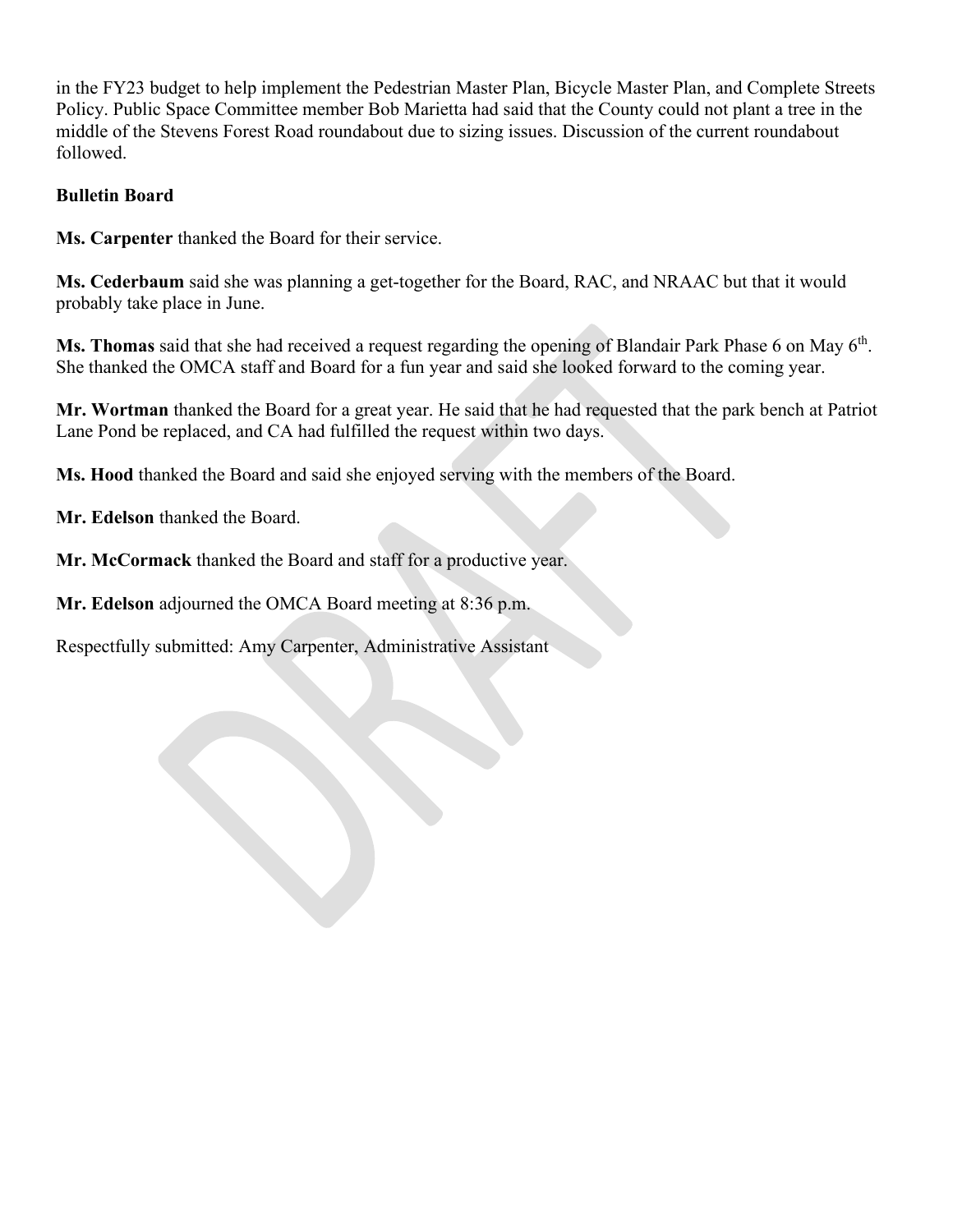in the FY23 budget to help implement the Pedestrian Master Plan, Bicycle Master Plan, and Complete Streets Policy. Public Space Committee member Bob Marietta had said that the County could not plant a tree in the middle of the Stevens Forest Road roundabout due to sizing issues. Discussion of the current roundabout followed.

**Bulletin Board**

**Ms. Carpenter** thanked the Board for their service.

**Ms. Cederbaum** said she was planning a get-together for the Board, RAC, and NRAAC but that it would probably take place in June.

**Ms. Thomas** said that she had received a request regarding the opening of Blandair Park Phase 6 on May 6th. She thanked the OMCA staff and Board for a fun year and said she looked forward to the coming year.

**Mr. Wortman** thanked the Board for a great year. He said that he had requested that the park bench at Patriot Lane Pond be replaced, and CA had fulfilled the request within two days.

**Ms. Hood** thanked the Board and said she enjoyed serving with the members of the Board.

**Mr. Edelson** thanked the Board.

**Mr. McCormack** thanked the Board and staff for a productive year.

**Mr. Edelson** adjourned the OMCA Board meeting at 8:36 p.m.

Respectfully submitted: Amy Carpenter, Administrative Assistant